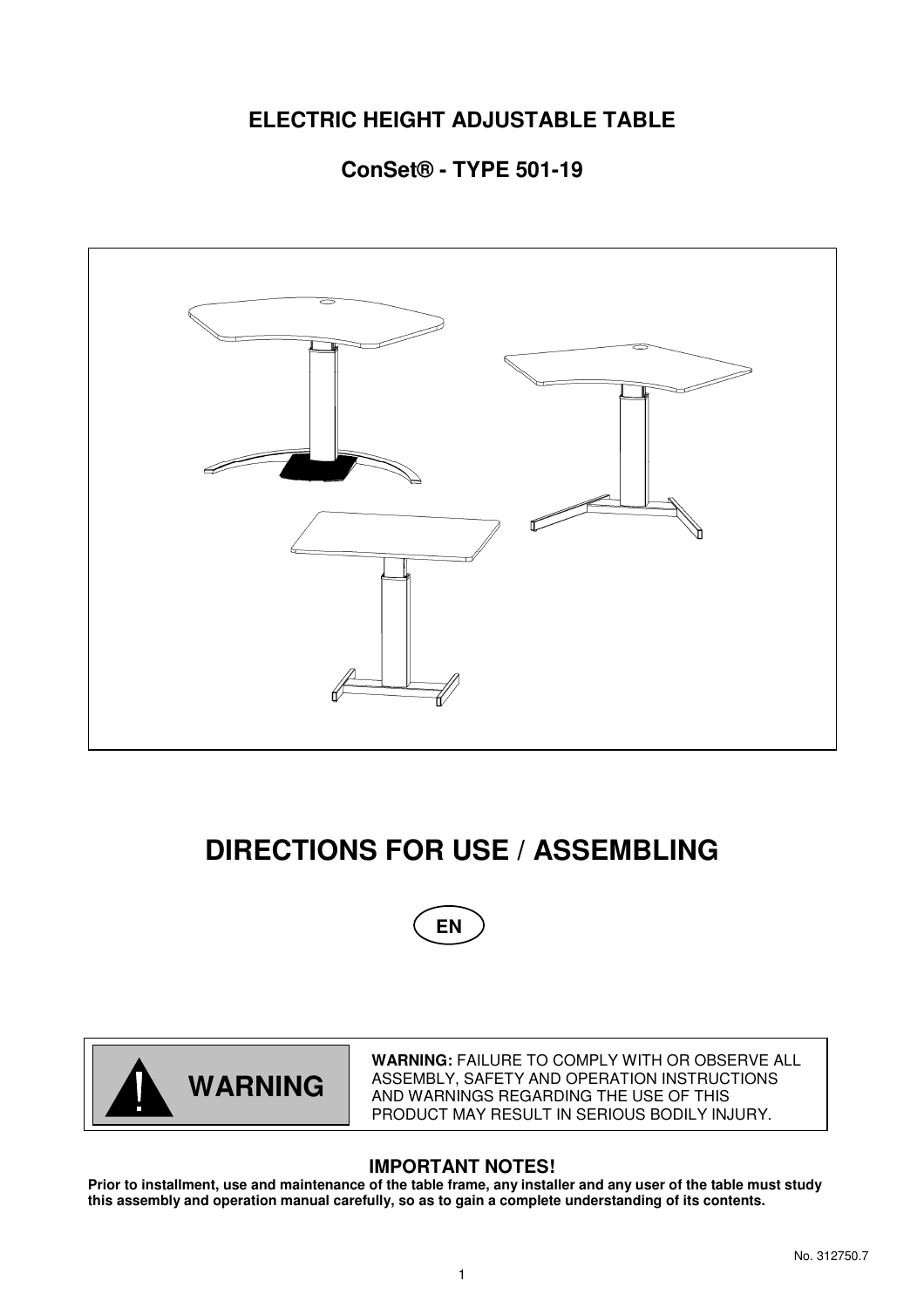# ELECTRIC HEIGHT ADJUSTABLE TABLE

## ConSet® - TYPE 501-19

# DIRECTIONS FOR USE / ASSEMBLING

EN

| ! WARNING | **WARNING:** FAILURE TO COMPLY WITH OR OBSERVE ALL ASSEMBLY, SAFETY AND OPERATION INSTRUCTIONS AND WARNINGS REGARDING THE USE OF THIS PRODUCT MAY RESULT IN SERIOUS BODILY INJURY. |
| --- | --- |

### IMPORTANT NOTES!

**Prior to installment, use and maintenance of the table frame, any installer and any user of the table must study this assembly and operation manual carefully, so as to gain a complete understanding of its contents.**

No. 312750.7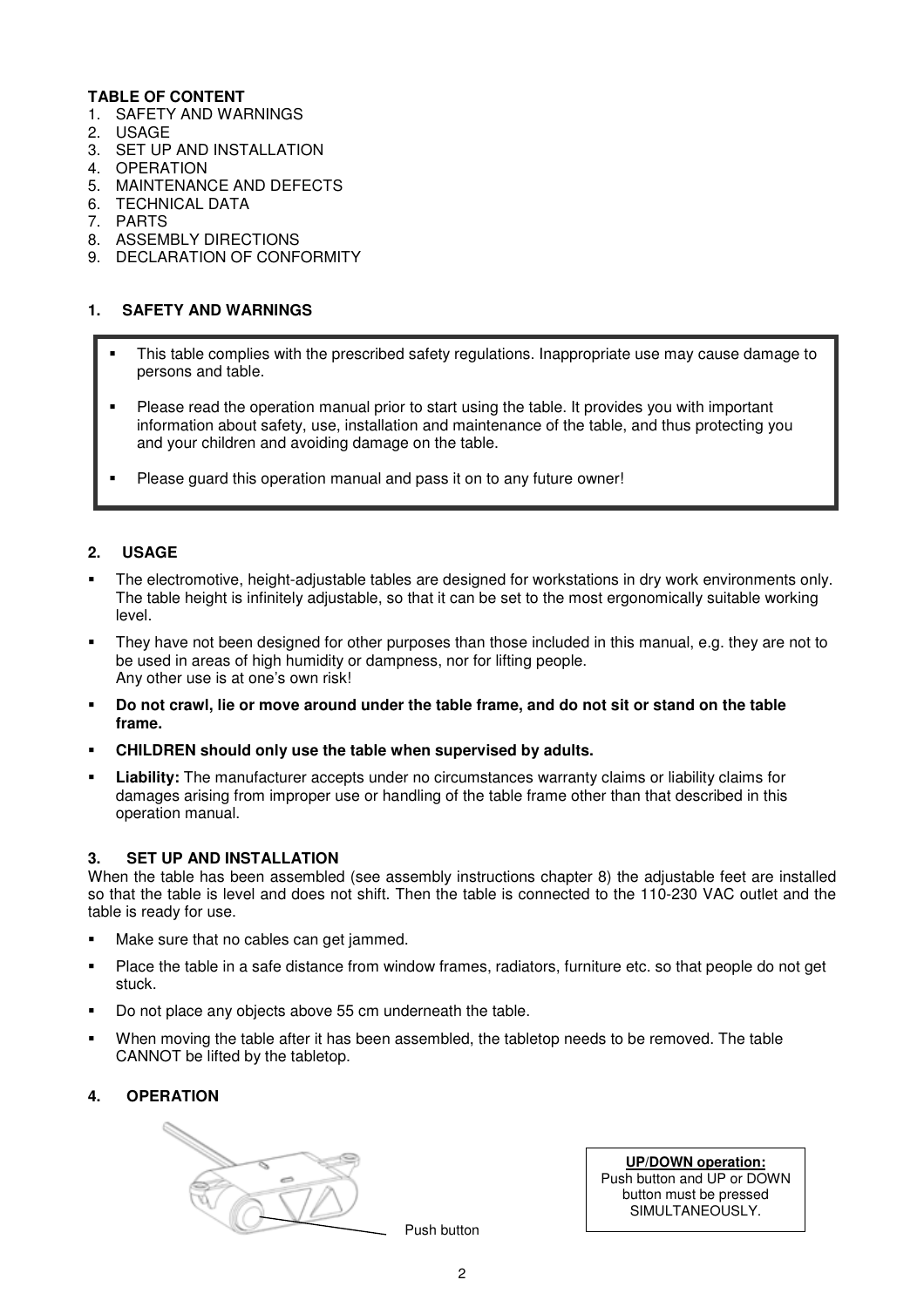**TABLE OF CONTENT**

1. SAFETY AND WARNINGS
2. USAGE
3. SET UP AND INSTALLATION
4. OPERATION
5. MAINTENANCE AND DEFECTS
6. TECHNICAL DATA
7. PARTS
8. ASSEMBLY DIRECTIONS
9. DECLARATION OF CONFORMITY

## 1. SAFETY AND WARNINGS

- This table complies with the prescribed safety regulations. Inappropriate use may cause damage to persons and table.
- Please read the operation manual prior to start using the table. It provides you with important information about safety, use, installation and maintenance of the table, and thus protecting you and your children and avoiding damage on the table.
- Please guard this operation manual and pass it on to any future owner!

## 2. USAGE

- The electromotive, height-adjustable tables are designed for workstations in dry work environments only. The table height is infinitely adjustable, so that it can be set to the most ergonomically suitable working level.
- They have not been designed for other purposes than those included in this manual, e.g. they are not to be used in areas of high humidity or dampness, nor for lifting people.
  Any other use is at one's own risk!
- **Do not crawl, lie or move around under the table frame, and do not sit or stand on the table frame.**
- **CHILDREN should only use the table when supervised by adults.**
- **Liability:** The manufacturer accepts under no circumstances warranty claims or liability claims for damages arising from improper use or handling of the table frame other than that described in this operation manual.

## 3. SET UP AND INSTALLATION

When the table has been assembled (see assembly instructions chapter 8) the adjustable feet are installed so that the table is level and does not shift. Then the table is connected to the 110-230 VAC outlet and the table is ready for use.

- Make sure that no cables can get jammed.
- Place the table in a safe distance from window frames, radiators, furniture etc. so that people do not get stuck.
- Do not place any objects above 55 cm underneath the table.
- When moving the table after it has been assembled, the tabletop needs to be removed. The table CANNOT be lifted by the tabletop.

## 4. OPERATION

Push button

**UP/DOWN operation:**
Push button and UP or DOWN button must be pressed SIMULTANEOUSLY.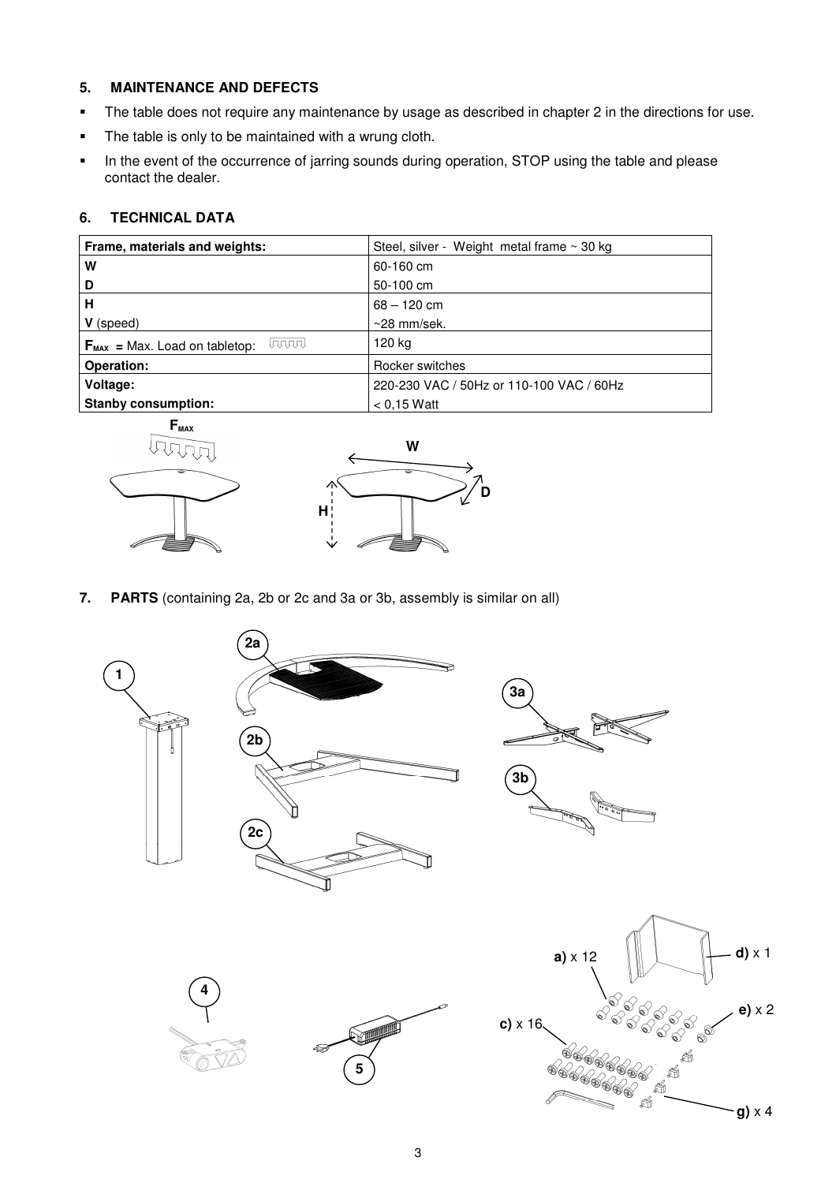## 5. MAINTENANCE AND DEFECTS

- The table does not require any maintenance by usage as described in chapter 2 in the directions for use.
- The table is only to be maintained with a wrung cloth.
- In the event of the occurrence of jarring sounds during operation, STOP using the table and please contact the dealer.

## 6. TECHNICAL DATA

| **Frame, materials and weights:** | Steel, silver - Weight metal frame ~ 30 kg |
|---|---|
| **W** | 60-160 cm |
| **D** | 50-100 cm |
| **H** | 68 – 120 cm |
| **V** (speed) | ~28 mm/sek. |
| $F_{MAX}$ = Max. Load on tabletop: | 120 kg |
| **Operation:** | Rocker switches |
| **Voltage:** | 220-230 VAC / 50Hz or 110-100 VAC / 60Hz |
| **Stanby consumption:** | < 0,15 Watt |

$F_{MAX}$

W

D

H

## 7. PARTS (containing 2a, 2b or 2c and 3a or 3b, assembly is similar on all)

1

2a

2b

2c

3a

3b

4

5

**a)** x 12

**c)** x 16

**d)** x 1

**e)** x 2

**g)** x 4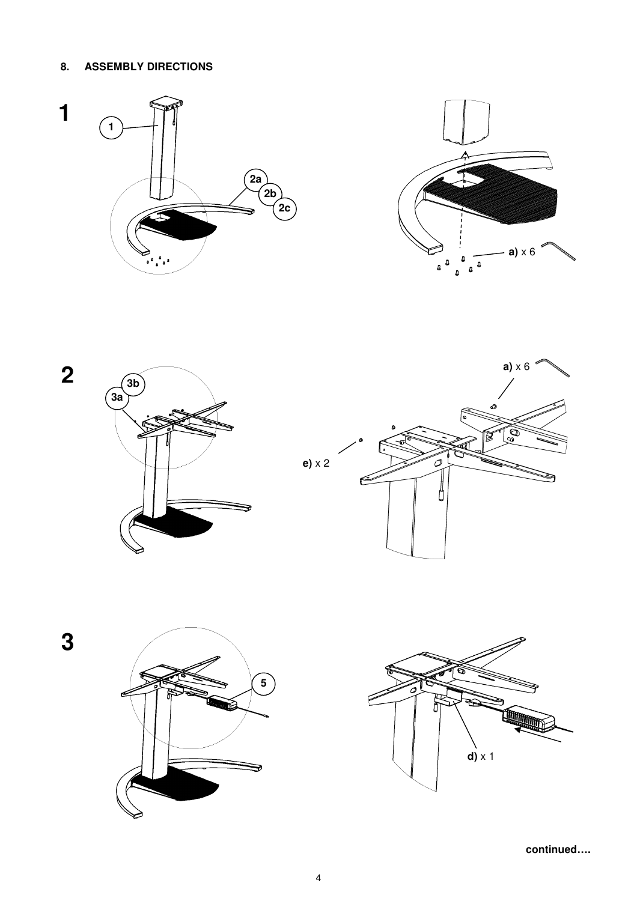## 8. ASSEMBLY DIRECTIONS

**1**

1

2a

2b

2c

**a)** x 6

**2**

3b

3a

**a)** x 6

**e)** x 2

**3**

5

**d)** x 1

**continued….**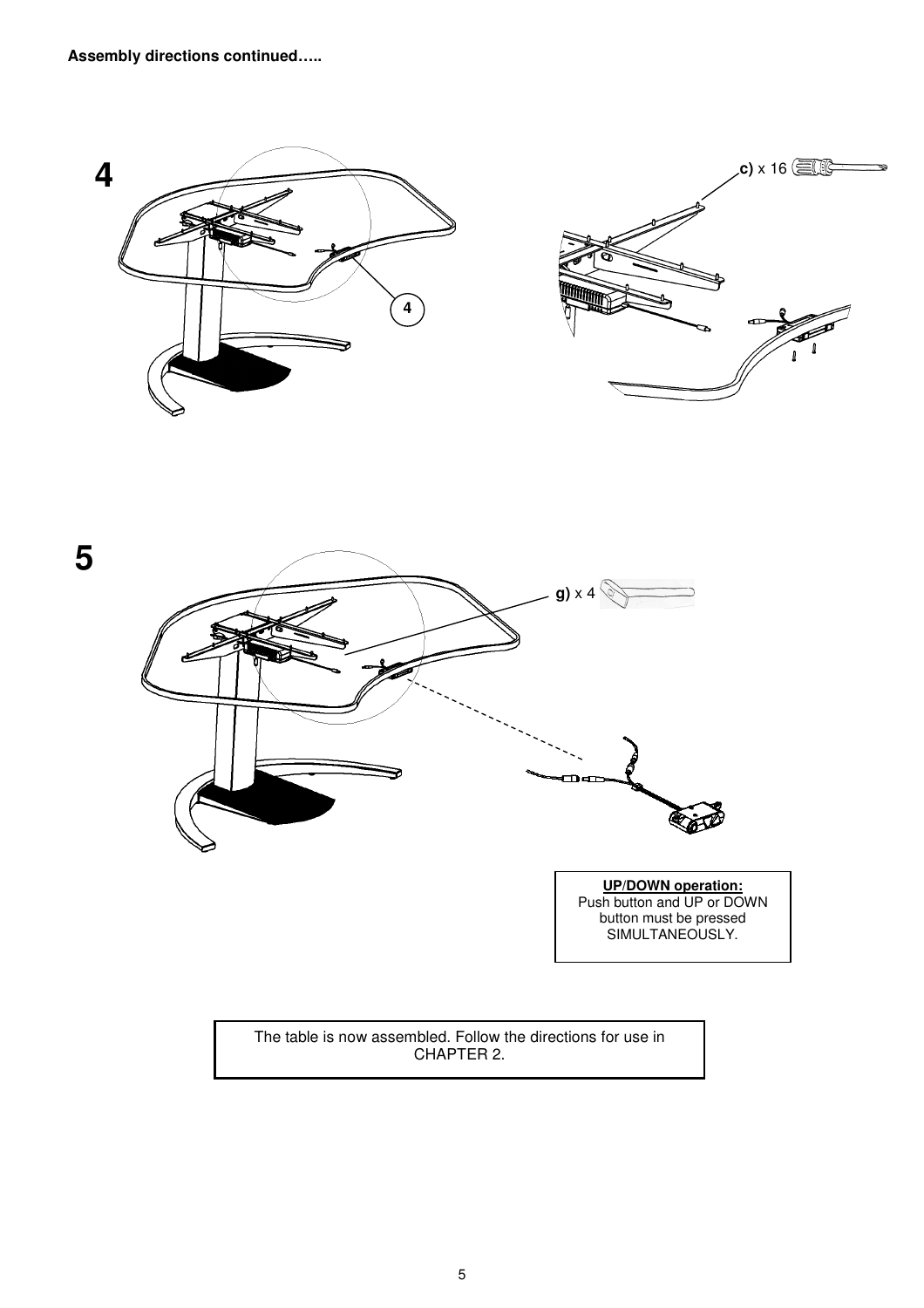**Assembly directions continued…..**

**4**

**c)** x 16

4

**5**

**g)** x 4

**UP/DOWN operation:**
Push button and UP or DOWN button must be pressed SIMULTANEOUSLY.

The table is now assembled. Follow the directions for use in CHAPTER 2.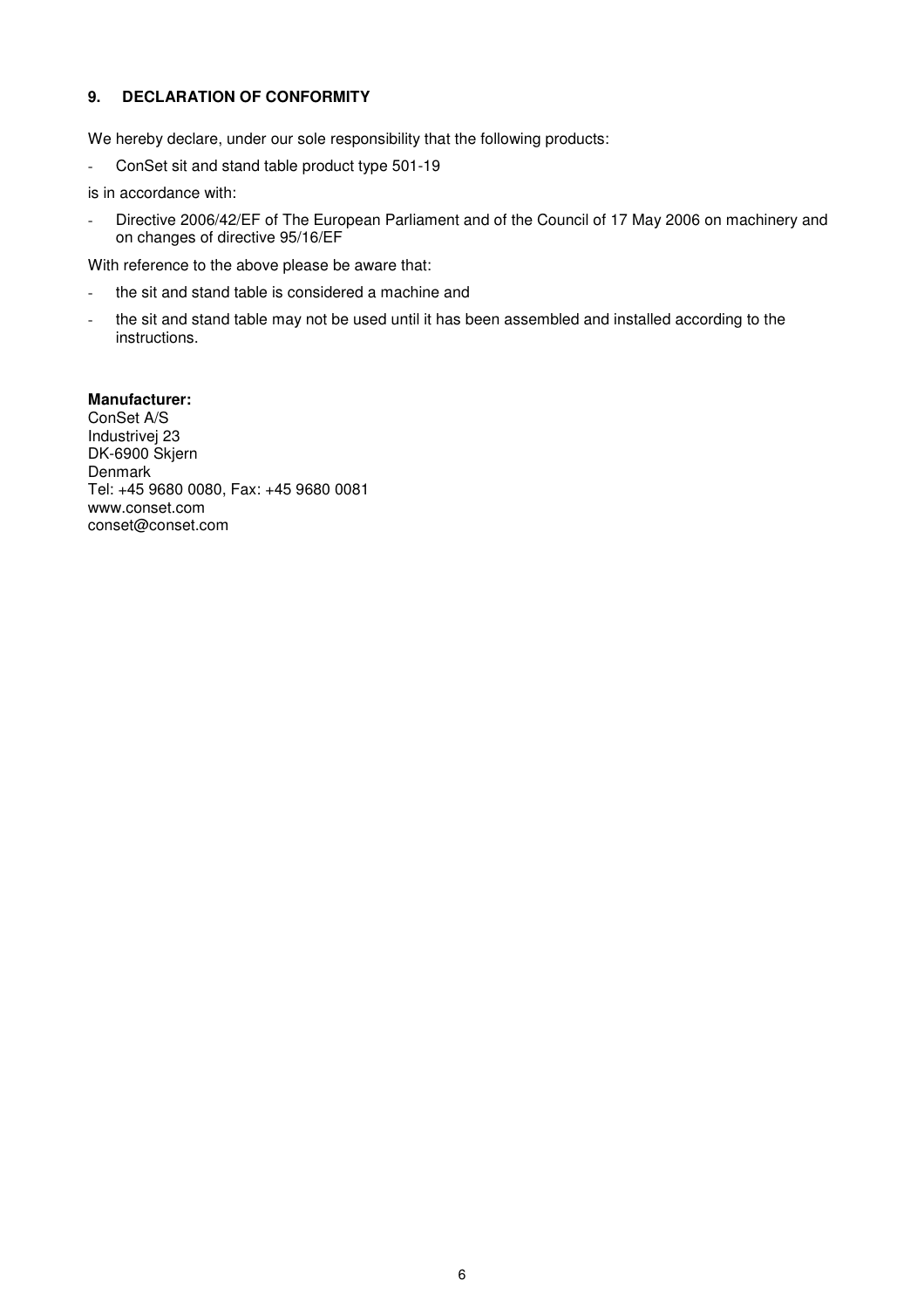## 9. DECLARATION OF CONFORMITY

We hereby declare, under our sole responsibility that the following products:

- ConSet sit and stand table product type 501-19

is in accordance with:

- Directive 2006/42/EF of The European Parliament and of the Council of 17 May 2006 on machinery and on changes of directive 95/16/EF

With reference to the above please be aware that:

- the sit and stand table is considered a machine and
- the sit and stand table may not be used until it has been assembled and installed according to the instructions.

**Manufacturer:**
ConSet A/S
Industrivej 23
DK-6900 Skjern
Denmark
Tel: +45 9680 0080, Fax: +45 9680 0081
www.conset.com
conset@conset.com